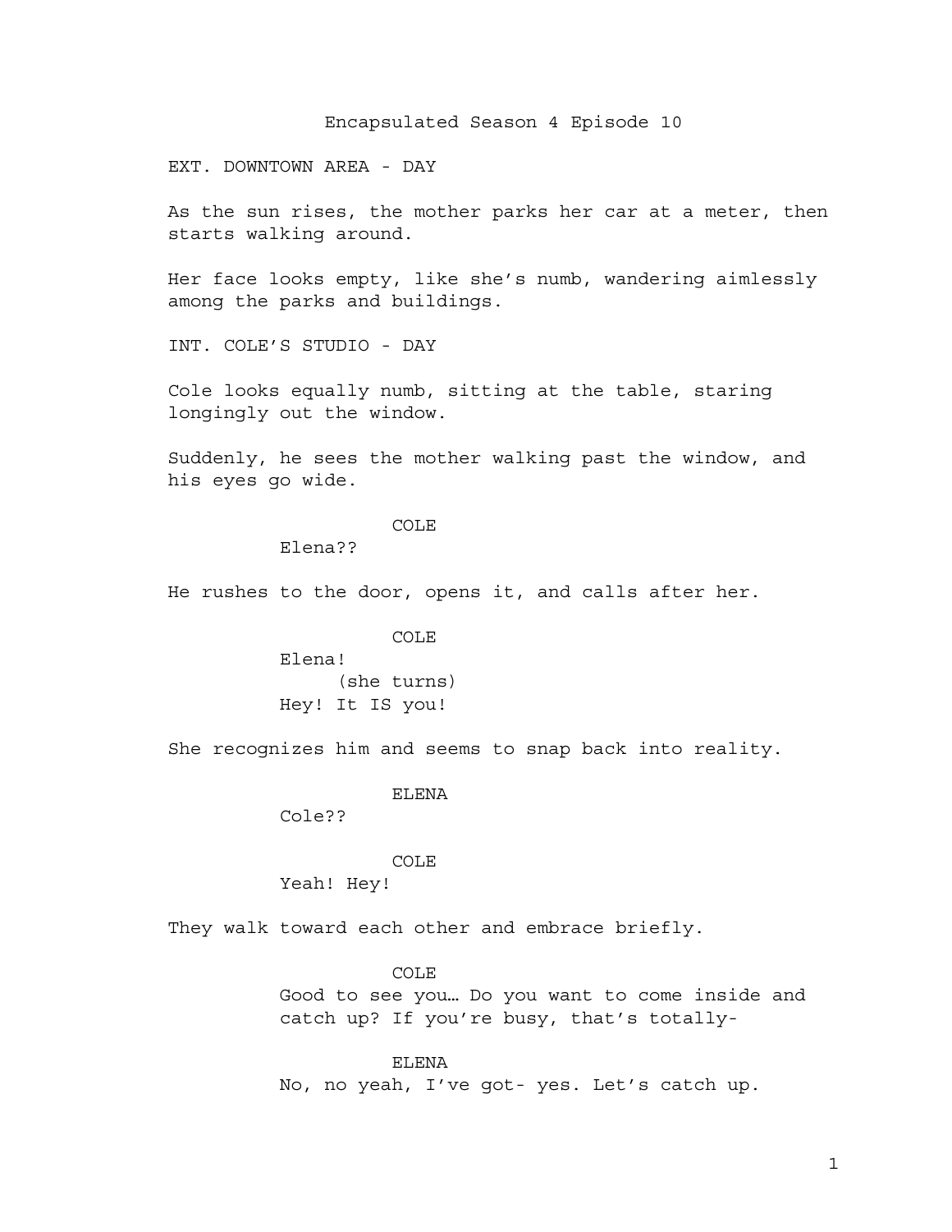# Encapsulated Season 4 Episode 10

EXT. DOWNTOWN AREA - DAY

As the sun rises, the mother parks her car at a meter, then starts walking around.

Her face looks empty, like she's numb, wandering aimlessly among the parks and buildings.

INT. COLE'S STUDIO - DAY

Cole looks equally numb, sitting at the table, staring longingly out the window.

Suddenly, he sees the mother walking past the window, and his eyes go wide.

COLE
Elena??

He rushes to the door, opens it, and calls after her.

COLE
Elena!
(she turns)
Hey! It IS you!

She recognizes him and seems to snap back into reality.

ELENA
Cole??

COLE
Yeah! Hey!

They walk toward each other and embrace briefly.

COLE
Good to see you… Do you want to come inside and catch up? If you're busy, that's totally-

ELENA
No, no yeah, I've got- yes. Let's catch up.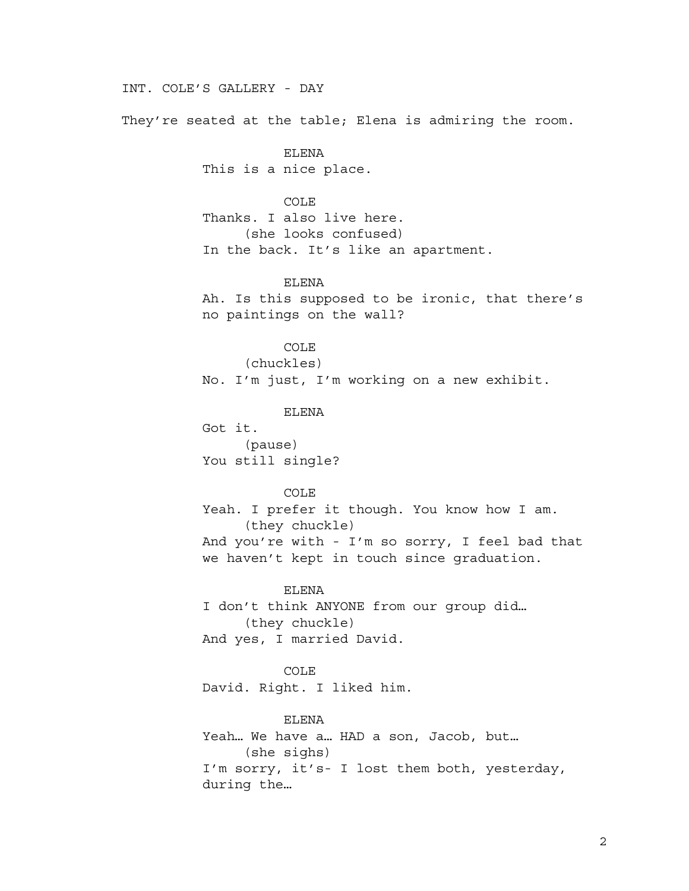INT. COLE'S GALLERY - DAY

They're seated at the table; Elena is admiring the room.

ELENA
This is a nice place.

COLE
Thanks. I also live here.
(she looks confused)
In the back. It's like an apartment.

ELENA
Ah. Is this supposed to be ironic, that there's no paintings on the wall?

COLE
(chuckles)
No. I'm just, I'm working on a new exhibit.

ELENA
Got it.
(pause)
You still single?

COLE
Yeah. I prefer it though. You know how I am.
(they chuckle)
And you're with - I'm so sorry, I feel bad that we haven't kept in touch since graduation.

ELENA
I don't think ANYONE from our group did…
(they chuckle)
And yes, I married David.

COLE
David. Right. I liked him.

ELENA
Yeah… We have a… HAD a son, Jacob, but…
(she sighs)
I'm sorry, it's- I lost them both, yesterday, during the…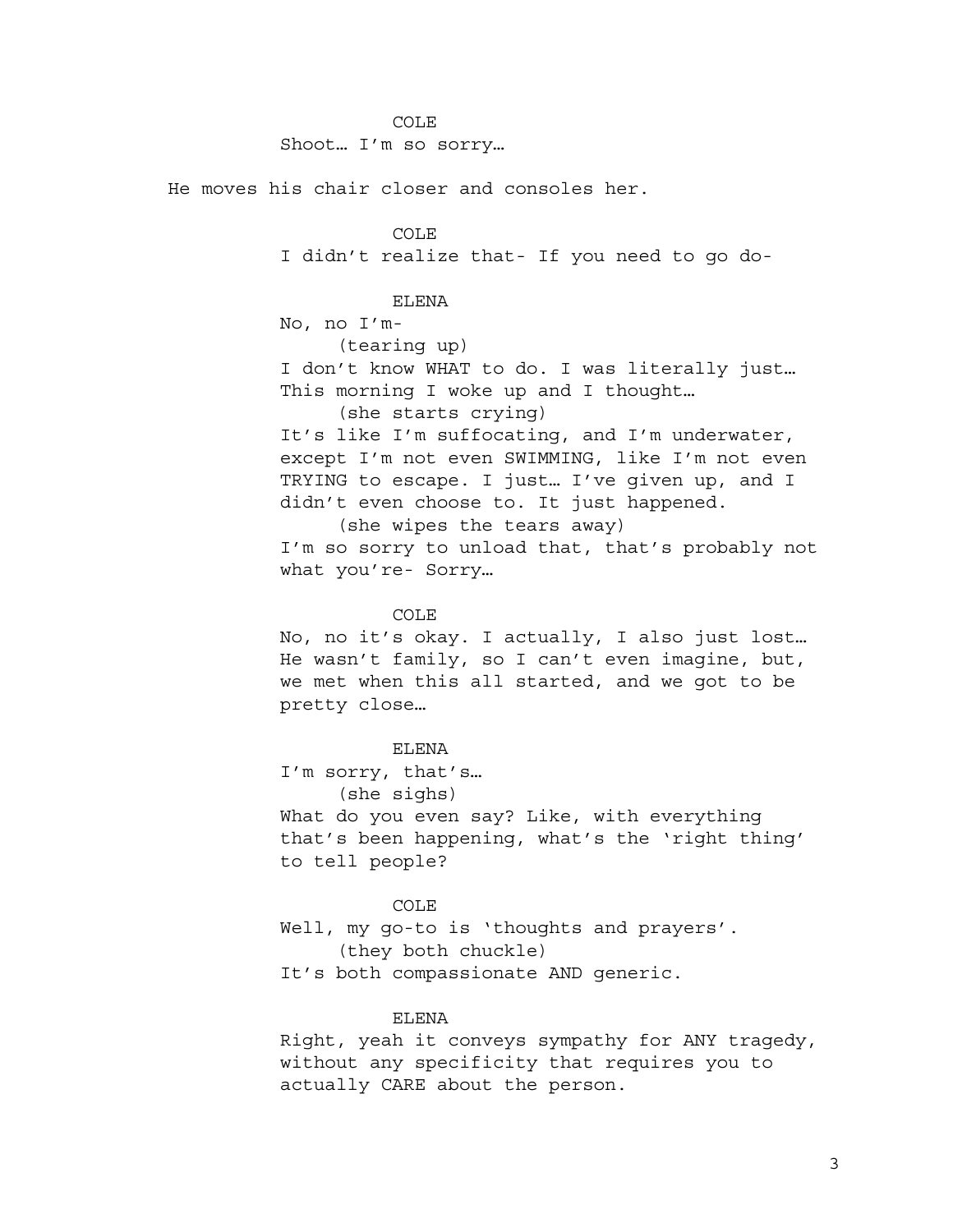COLE

Shoot… I'm so sorry…

He moves his chair closer and consoles her.

COLE

I didn't realize that- If you need to go do-

ELENA

No, no I'm-

(tearing up)

I don't know WHAT to do. I was literally just… This morning I woke up and I thought…

(she starts crying)

It's like I'm suffocating, and I'm underwater, except I'm not even SWIMMING, like I'm not even TRYING to escape. I just… I've given up, and I didn't even choose to. It just happened.

(she wipes the tears away)

I'm so sorry to unload that, that's probably not what you're- Sorry…

COLE

No, no it's okay. I actually, I also just lost… He wasn't family, so I can't even imagine, but, we met when this all started, and we got to be pretty close…

ELENA

I'm sorry, that's…

(she sighs)

What do you even say? Like, with everything that's been happening, what's the 'right thing' to tell people?

COLE

Well, my go-to is 'thoughts and prayers'.

(they both chuckle)

It's both compassionate AND generic.

ELENA

Right, yeah it conveys sympathy for ANY tragedy, without any specificity that requires you to actually CARE about the person.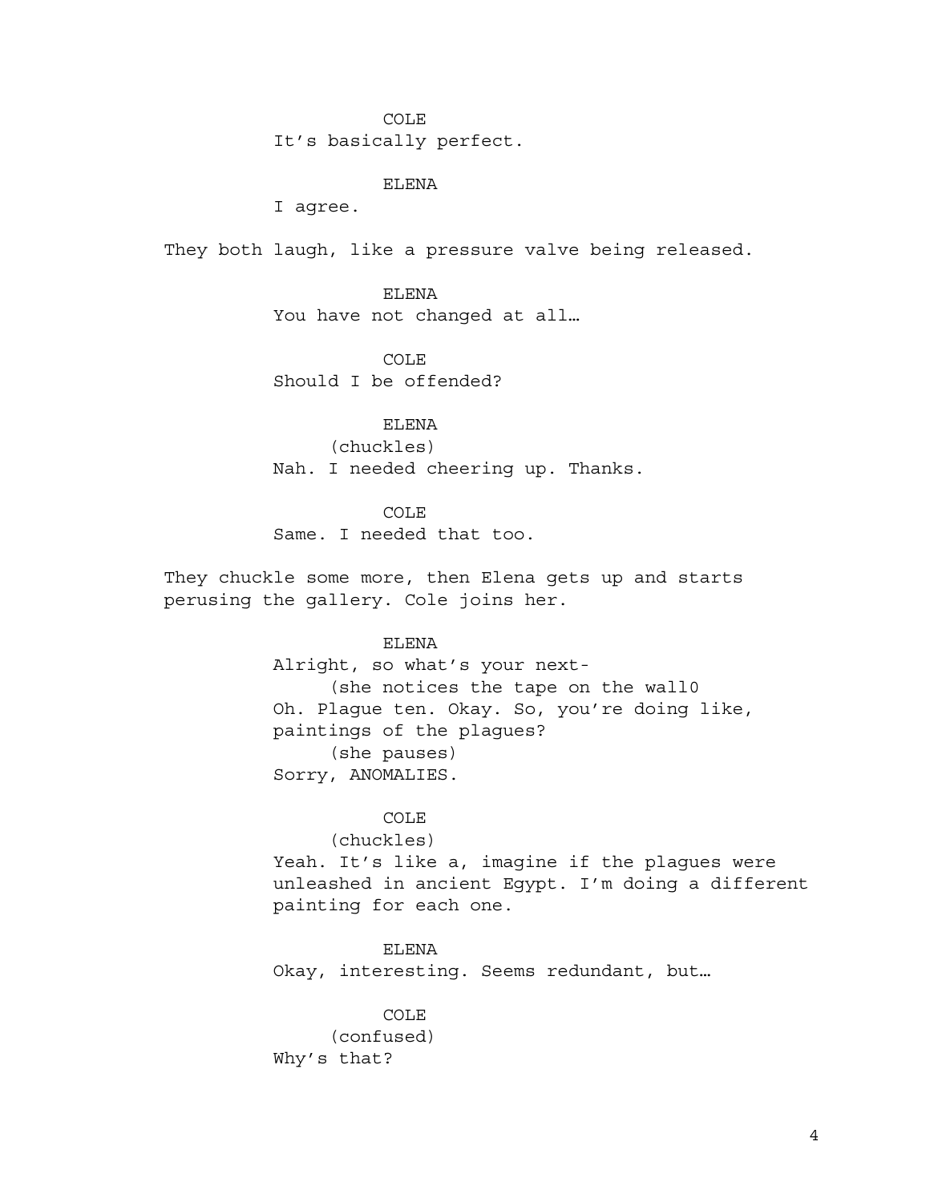COLE
It's basically perfect.

ELENA
I agree.

They both laugh, like a pressure valve being released.

ELENA
You have not changed at all…

COLE
Should I be offended?

ELENA
(chuckles)
Nah. I needed cheering up. Thanks.

COLE
Same. I needed that too.

They chuckle some more, then Elena gets up and starts perusing the gallery. Cole joins her.

ELENA
Alright, so what's your next-
(she notices the tape on the wall0
Oh. Plague ten. Okay. So, you're doing like, paintings of the plagues?
(she pauses)
Sorry, ANOMALIES.

COLE
(chuckles)
Yeah. It's like a, imagine if the plagues were unleashed in ancient Egypt. I'm doing a different painting for each one.

ELENA
Okay, interesting. Seems redundant, but…

COLE
(confused)
Why's that?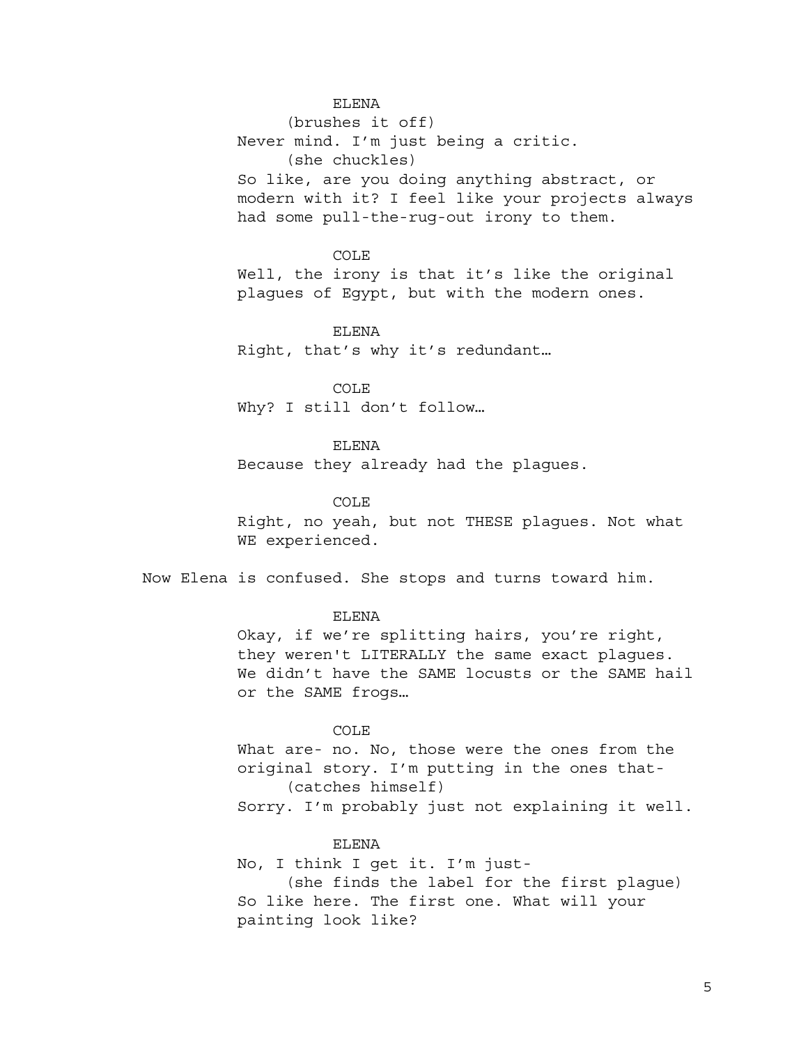ELENA
(brushes it off)
Never mind. I'm just being a critic.
(she chuckles)
So like, are you doing anything abstract, or modern with it? I feel like your projects always had some pull-the-rug-out irony to them.

COLE
Well, the irony is that it's like the original plagues of Egypt, but with the modern ones.

ELENA
Right, that's why it's redundant…

COLE
Why? I still don't follow…

ELENA
Because they already had the plagues.

COLE
Right, no yeah, but not THESE plagues. Not what WE experienced.

Now Elena is confused. She stops and turns toward him.

ELENA
Okay, if we're splitting hairs, you're right, they weren't LITERALLY the same exact plagues. We didn't have the SAME locusts or the SAME hail or the SAME frogs…

COLE
What are- no. No, those were the ones from the original story. I'm putting in the ones that-
(catches himself)
Sorry. I'm probably just not explaining it well.

ELENA
No, I think I get it. I'm just-
(she finds the label for the first plague)
So like here. The first one. What will your painting look like?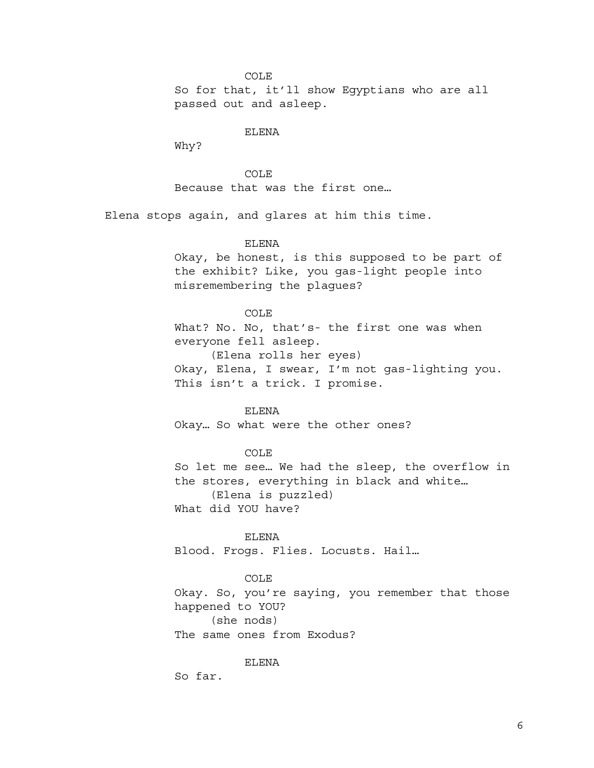COLE

So for that, it'll show Egyptians who are all passed out and asleep.

ELENA

Why?

COLE

Because that was the first one…

Elena stops again, and glares at him this time.

ELENA

Okay, be honest, is this supposed to be part of the exhibit? Like, you gas-light people into misremembering the plagues?

COLE

What? No. No, that's- the first one was when everyone fell asleep.

(Elena rolls her eyes)

Okay, Elena, I swear, I'm not gas-lighting you. This isn't a trick. I promise.

ELENA

Okay… So what were the other ones?

COLE

So let me see… We had the sleep, the overflow in the stores, everything in black and white…

(Elena is puzzled)

What did YOU have?

ELENA

Blood. Frogs. Flies. Locusts. Hail…

COLE

Okay. So, you're saying, you remember that those happened to YOU?

(she nods)

The same ones from Exodus?

ELENA

So far.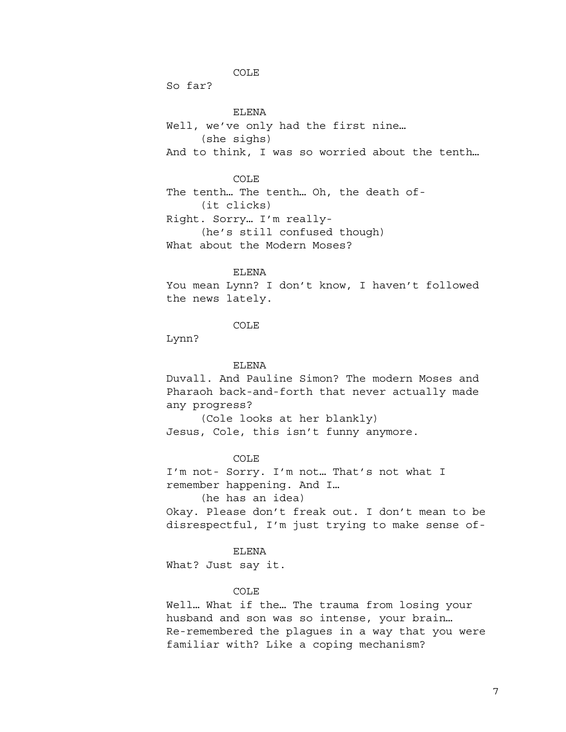COLE

So far?

ELENA

Well, we've only had the first nine…

(she sighs)

And to think, I was so worried about the tenth…

COLE

The tenth… The tenth… Oh, the death of-

(it clicks)

Right. Sorry… I'm really-

(he's still confused though)

What about the Modern Moses?

ELENA

You mean Lynn? I don't know, I haven't followed the news lately.

COLE

Lynn?

ELENA

Duvall. And Pauline Simon? The modern Moses and Pharaoh back-and-forth that never actually made any progress?

(Cole looks at her blankly)

Jesus, Cole, this isn't funny anymore.

COLE

I'm not- Sorry. I'm not… That's not what I remember happening. And I…

(he has an idea)

Okay. Please don't freak out. I don't mean to be disrespectful, I'm just trying to make sense of-

ELENA

What? Just say it.

COLE

Well… What if the… The trauma from losing your husband and son was so intense, your brain… Re-remembered the plagues in a way that you were familiar with? Like a coping mechanism?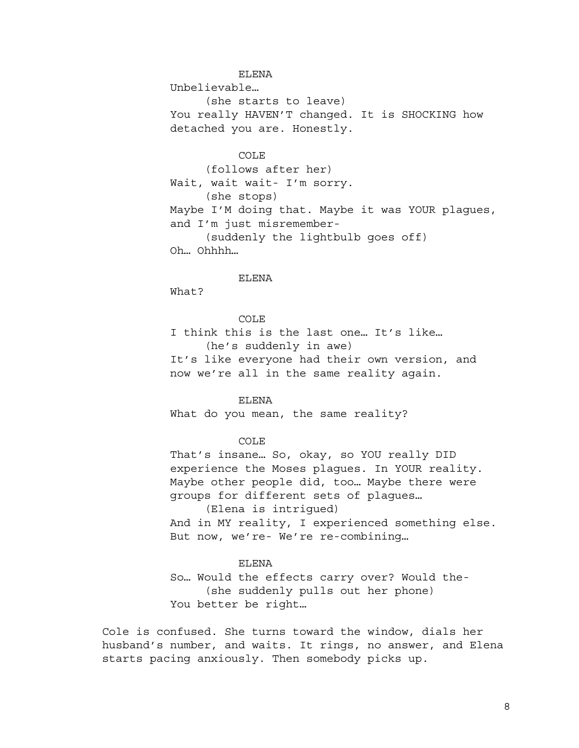ELENA

Unbelievable…

(she starts to leave)

You really HAVEN'T changed. It is SHOCKING how detached you are. Honestly.

COLE

(follows after her)

Wait, wait wait- I'm sorry.

(she stops)

Maybe I'M doing that. Maybe it was YOUR plagues, and I'm just misremember-

(suddenly the lightbulb goes off)

Oh… Ohhhh…

ELENA

What?

COLE

I think this is the last one… It's like…

(he's suddenly in awe)

It's like everyone had their own version, and now we're all in the same reality again.

ELENA

What do you mean, the same reality?

COLE

That's insane… So, okay, so YOU really DID experience the Moses plagues. In YOUR reality. Maybe other people did, too… Maybe there were groups for different sets of plagues…

(Elena is intrigued)

And in MY reality, I experienced something else. But now, we're- We're re-combining…

ELENA

So… Would the effects carry over? Would the-

(she suddenly pulls out her phone)

You better be right…

Cole is confused. She turns toward the window, dials her husband's number, and waits. It rings, no answer, and Elena starts pacing anxiously. Then somebody picks up.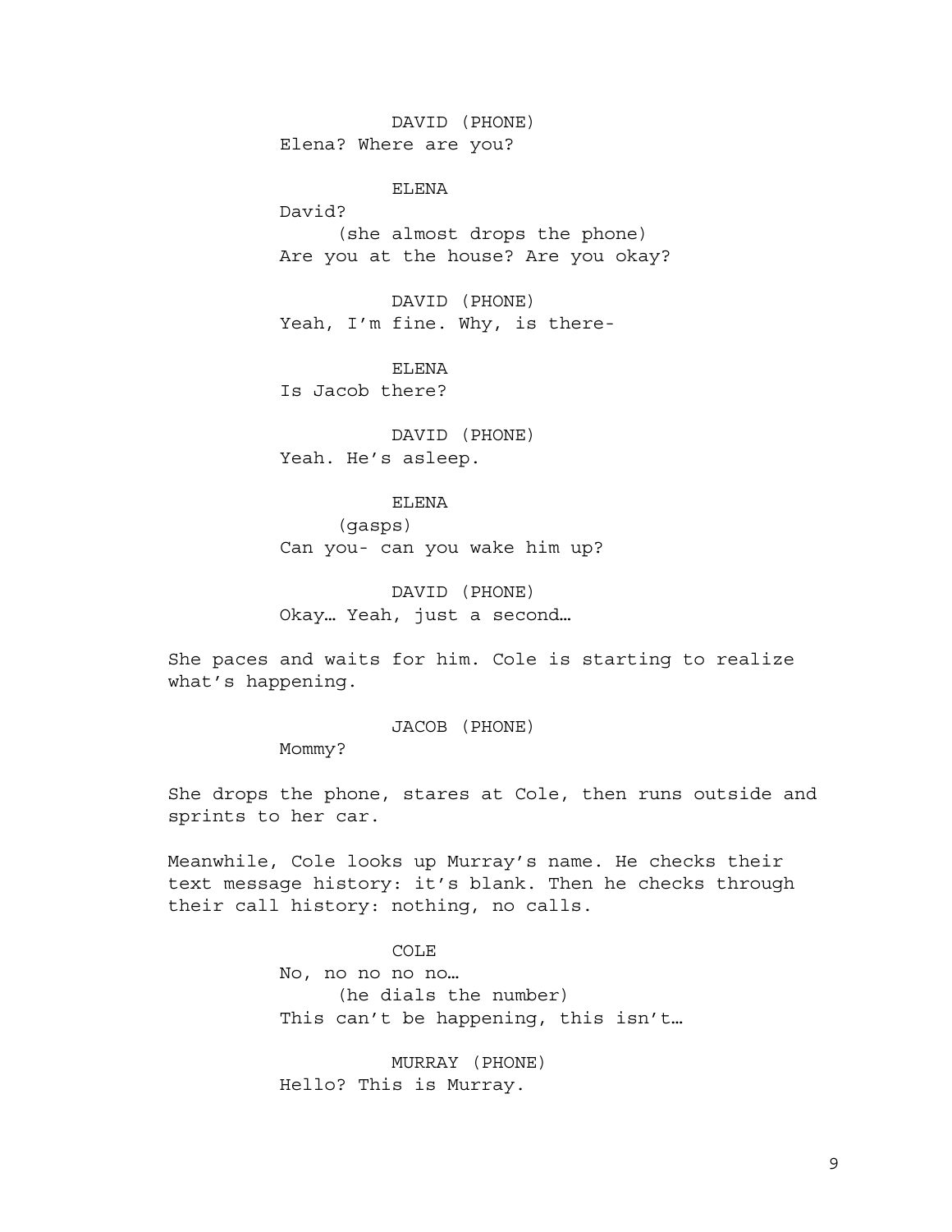DAVID (PHONE)
Elena? Where are you?

ELENA
David?
(she almost drops the phone)
Are you at the house? Are you okay?

DAVID (PHONE)
Yeah, I'm fine. Why, is there-

ELENA
Is Jacob there?

DAVID (PHONE)
Yeah. He's asleep.

ELENA
(gasps)
Can you- can you wake him up?

DAVID (PHONE)
Okay… Yeah, just a second…

She paces and waits for him. Cole is starting to realize what's happening.

JACOB (PHONE)
Mommy?

She drops the phone, stares at Cole, then runs outside and sprints to her car.

Meanwhile, Cole looks up Murray's name. He checks their text message history: it's blank. Then he checks through their call history: nothing, no calls.

COLE
No, no no no no…
(he dials the number)
This can't be happening, this isn't…

MURRAY (PHONE)
Hello? This is Murray.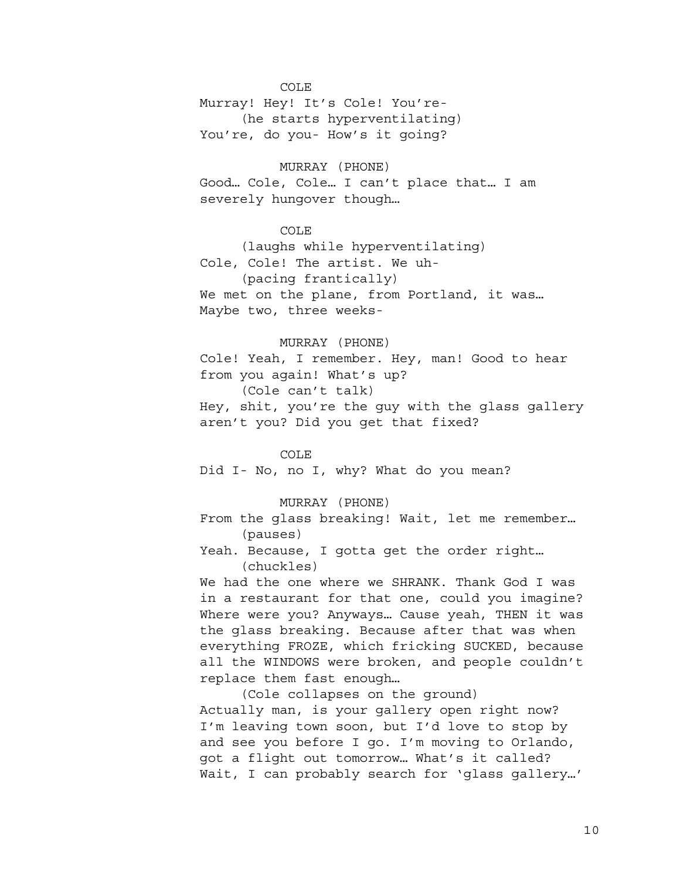COLE

Murray! Hey! It's Cole! You're-

(he starts hyperventilating)

You're, do you- How's it going?

MURRAY (PHONE)

Good… Cole, Cole… I can't place that… I am severely hungover though…

COLE

(laughs while hyperventilating)

Cole, Cole! The artist. We uh-

(pacing frantically)

We met on the plane, from Portland, it was… Maybe two, three weeks-

MURRAY (PHONE)

Cole! Yeah, I remember. Hey, man! Good to hear from you again! What's up?

(Cole can't talk)

Hey, shit, you're the guy with the glass gallery aren't you? Did you get that fixed?

COLE

Did I- No, no I, why? What do you mean?

MURRAY (PHONE)

From the glass breaking! Wait, let me remember…

(pauses)

Yeah. Because, I gotta get the order right…

(chuckles)

We had the one where we SHRANK. Thank God I was in a restaurant for that one, could you imagine? Where were you? Anyways… Cause yeah, THEN it was the glass breaking. Because after that was when everything FROZE, which fricking SUCKED, because all the WINDOWS were broken, and people couldn't replace them fast enough…

(Cole collapses on the ground)

Actually man, is your gallery open right now? I'm leaving town soon, but I'd love to stop by and see you before I go. I'm moving to Orlando, got a flight out tomorrow… What's it called? Wait, I can probably search for 'glass gallery…'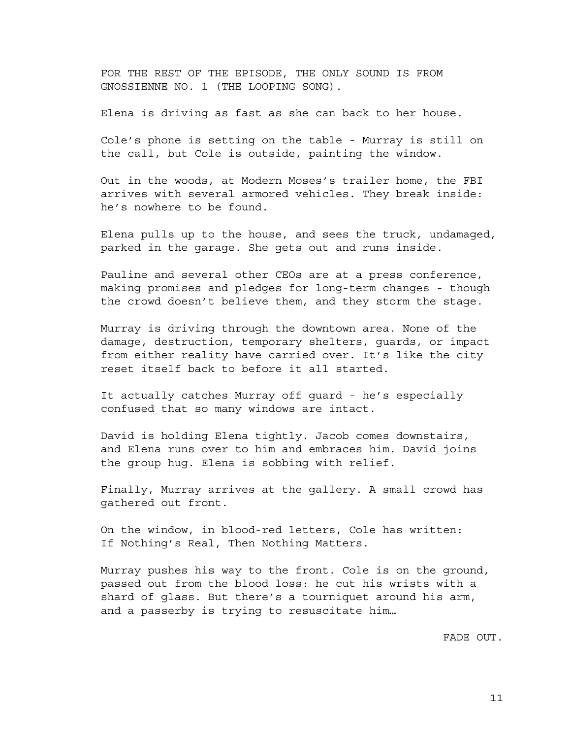FOR THE REST OF THE EPISODE, THE ONLY SOUND IS FROM GNOSSIENNE NO. 1 (THE LOOPING SONG).

Elena is driving as fast as she can back to her house.

Cole's phone is setting on the table - Murray is still on the call, but Cole is outside, painting the window.

Out in the woods, at Modern Moses's trailer home, the FBI arrives with several armored vehicles. They break inside: he's nowhere to be found.

Elena pulls up to the house, and sees the truck, undamaged, parked in the garage. She gets out and runs inside.

Pauline and several other CEOs are at a press conference, making promises and pledges for long-term changes - though the crowd doesn't believe them, and they storm the stage.

Murray is driving through the downtown area. None of the damage, destruction, temporary shelters, guards, or impact from either reality have carried over. It's like the city reset itself back to before it all started.

It actually catches Murray off guard - he's especially confused that so many windows are intact.

David is holding Elena tightly. Jacob comes downstairs, and Elena runs over to him and embraces him. David joins the group hug. Elena is sobbing with relief.

Finally, Murray arrives at the gallery. A small crowd has gathered out front.

On the window, in blood-red letters, Cole has written:
If Nothing's Real, Then Nothing Matters.

Murray pushes his way to the front. Cole is on the ground, passed out from the blood loss: he cut his wrists with a shard of glass. But there's a tourniquet around his arm, and a passerby is trying to resuscitate him…

FADE OUT.